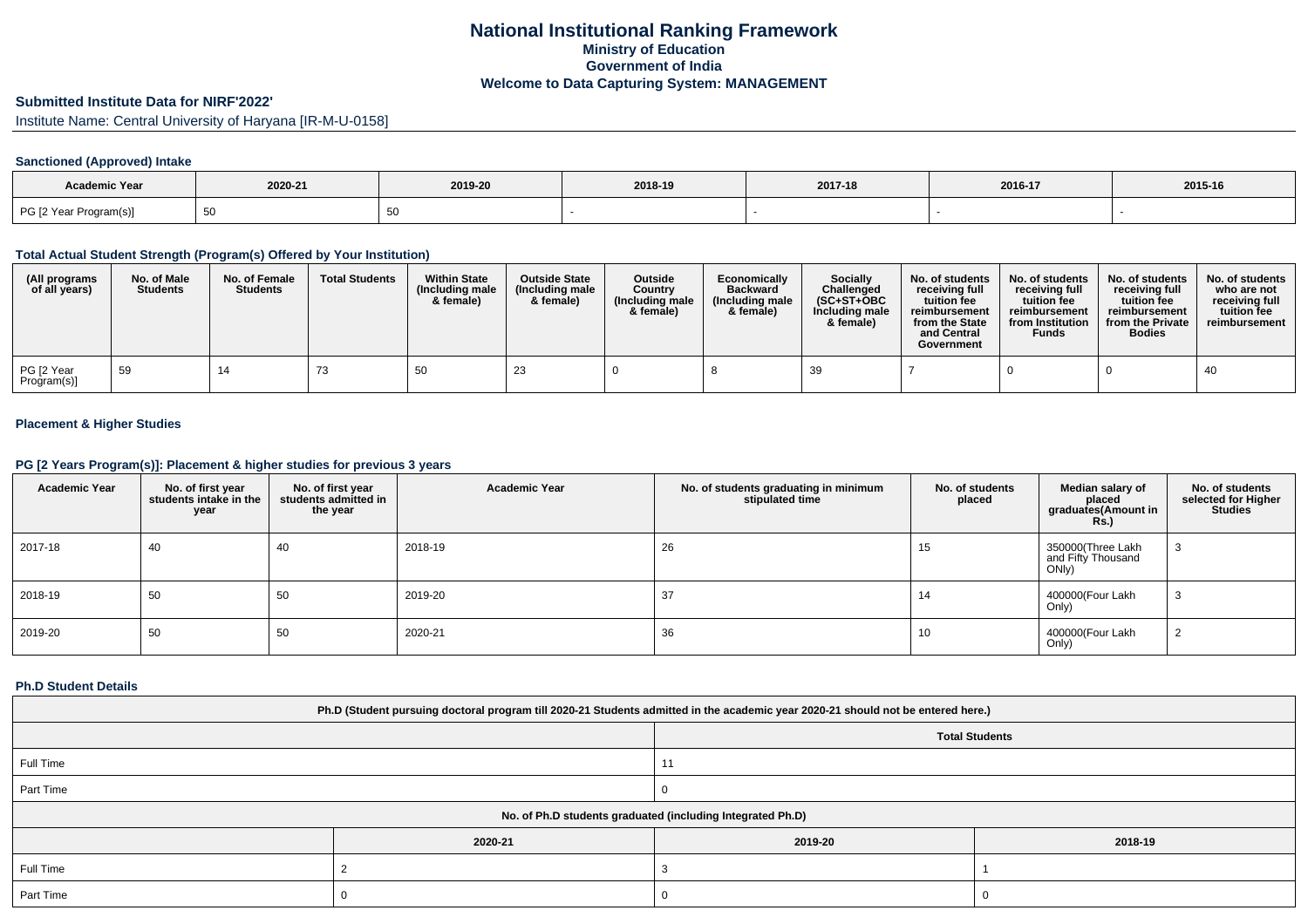# National Institutional Ranking Framework
### Ministry of Education
### Government of India
### Welcome to Data Capturing System: MANAGEMENT

## Submitted Institute Data for NIRF'2022'

Institute Name: Central University of Haryana [IR-M-U-0158]

### Sanctioned (Approved) Intake

| Academic Year | 2020-21 | 2019-20 | 2018-19 | 2017-18 | 2016-17 | 2015-16 |
|---|---|---|---|---|---|---|
| PG [2 Year Program(s)] | 50 | 50 | - | - | - | - |

### Total Actual Student Strength (Program(s) Offered by Your Institution)

| (All programs of all years) | No. of Male Students | No. of Female Students | Total Students | Within State (Including male & female) | Outside State (Including male & female) | Outside Country (Including male & female) | Economically Backward (Including male & female) | Socially Challenged (SC+ST+OBC Including male & female) | No. of students receiving full tuition fee reimbursement from the State and Central Government | No. of students receiving full tuition fee reimbursement from Institution Funds | No. of students receiving full tuition fee reimbursement from the Private Bodies | No. of students who are not receiving full tuition fee reimbursement |
|---|---|---|---|---|---|---|---|---|---|---|---|---|
| PG [2 Year Program(s)] | 59 | 14 | 73 | 50 | 23 | 0 | 8 | 39 | 7 | 0 | 0 | 40 |

### Placement & Higher Studies

### PG [2 Years Program(s)]: Placement & higher studies for previous 3 years

| Academic Year | No. of first year students intake in the year | No. of first year students admitted in the year | Academic Year | No. of students graduating in minimum stipulated time | No. of students placed | Median salary of placed graduates(Amount in Rs.) | No. of students selected for Higher Studies |
|---|---|---|---|---|---|---|---|
| 2017-18 | 40 | 40 | 2018-19 | 26 | 15 | 350000(Three Lakh and Fifty Thousand ONly) | 3 |
| 2018-19 | 50 | 50 | 2019-20 | 37 | 14 | 400000(Four Lakh Only) | 3 |
| 2019-20 | 50 | 50 | 2020-21 | 36 | 10 | 400000(Four Lakh Only) | 2 |

### Ph.D Student Details

| Ph.D (Student pursuing doctoral program till 2020-21 Students admitted in the academic year 2020-21 should not be entered here.) | |
|---|---|
| | Total Students |
| Full Time | 11 |
| Part Time | 0 |

| No. of Ph.D students graduated (including Integrated Ph.D) | | | |
|---|---|---|---|
| | 2020-21 | 2019-20 | 2018-19 |
| Full Time | 2 | 3 | 1 |
| Part Time | 0 | 0 | 0 |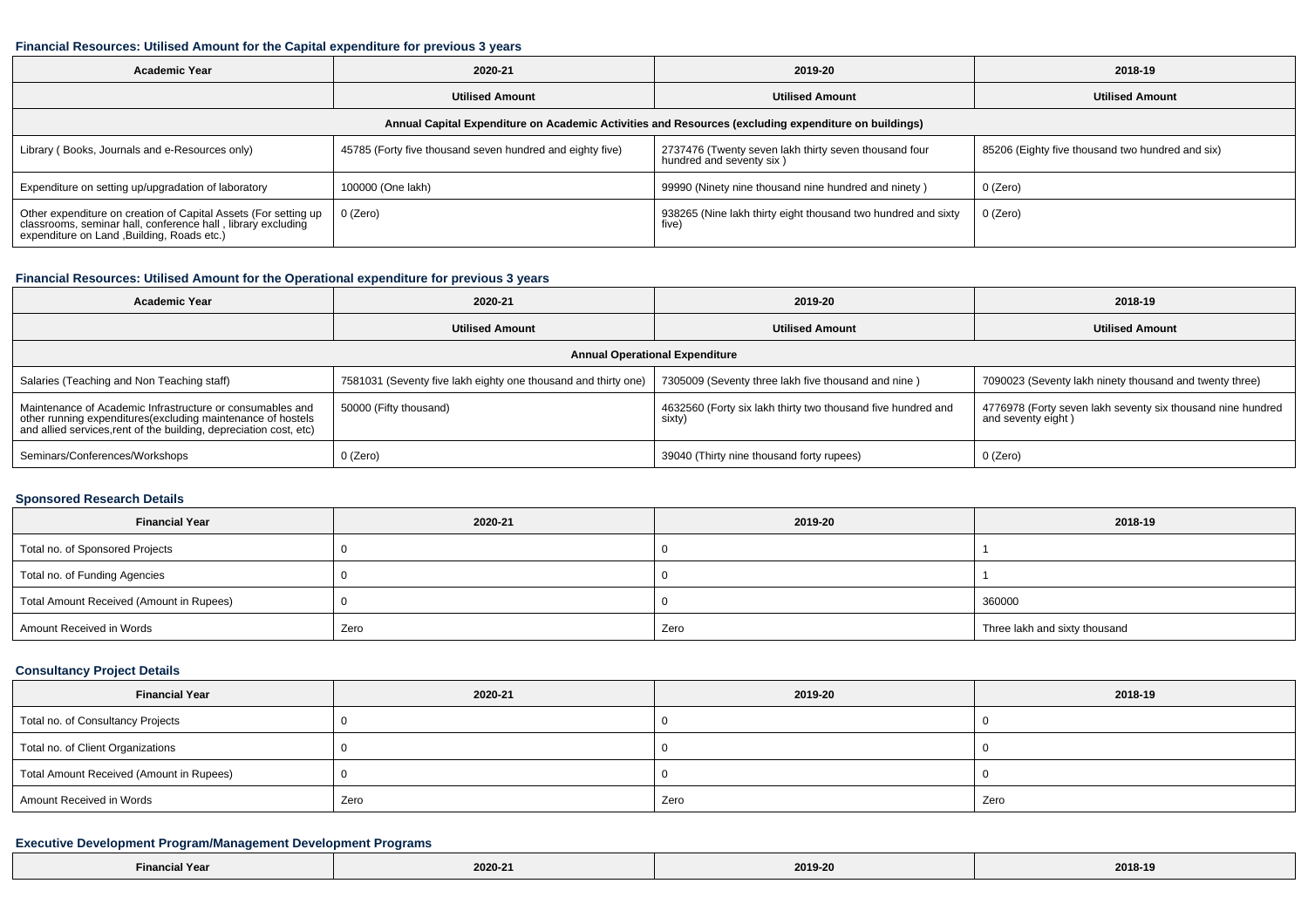### Financial Resources: Utilised Amount for the Capital expenditure for previous 3 years

| Academic Year | 2020-21 | 2019-20 | 2018-19 |
|---|---|---|---|
| | Utilised Amount | Utilised Amount | Utilised Amount |
| Annual Capital Expenditure on Academic Activities and Resources (excluding expenditure on buildings) | | | |
| Library ( Books, Journals and e-Resources only) | 45785 (Forty five thousand seven hundred and eighty five) | 2737476 (Twenty seven lakh thirty seven thousand four hundred and seventy six ) | 85206 (Eighty five thousand two hundred and six) |
| Expenditure on setting up/upgradation of laboratory | 100000 (One lakh) | 99990 (Ninety nine thousand nine hundred and ninety ) | 0 (Zero) |
| Other expenditure on creation of Capital Assets (For setting up classrooms, seminar hall, conference hall , library excluding expenditure on Land ,Building, Roads etc.) | 0 (Zero) | 938265 (Nine lakh thirty eight thousand two hundred and sixty five) | 0 (Zero) |

### Financial Resources: Utilised Amount for the Operational expenditure for previous 3 years

| Academic Year | 2020-21 | 2019-20 | 2018-19 |
|---|---|---|---|
| | Utilised Amount | Utilised Amount | Utilised Amount |
| Annual Operational Expenditure | | | |
| Salaries (Teaching and Non Teaching staff) | 7581031 (Seventy five lakh eighty one thousand and thirty one) | 7305009 (Seventy three lakh five thousand and nine ) | 7090023 (Seventy lakh ninety thousand and twenty three) |
| Maintenance of Academic Infrastructure or consumables and other running expenditures(excluding maintenance of hostels and allied services,rent of the building, depreciation cost, etc) | 50000 (Fifty thousand) | 4632560 (Forty six lakh thirty two thousand five hundred and sixty) | 4776978 (Forty seven lakh seventy six thousand nine hundred and seventy eight ) |
| Seminars/Conferences/Workshops | 0 (Zero) | 39040 (Thirty nine thousand forty rupees) | 0 (Zero) |

### Sponsored Research Details

| Financial Year | 2020-21 | 2019-20 | 2018-19 |
|---|---|---|---|
| Total no. of Sponsored Projects | 0 | 0 | 1 |
| Total no. of Funding Agencies | 0 | 0 | 1 |
| Total Amount Received (Amount in Rupees) | 0 | 0 | 360000 |
| Amount Received in Words | Zero | Zero | Three lakh and sixty thousand |

### Consultancy Project Details

| Financial Year | 2020-21 | 2019-20 | 2018-19 |
|---|---|---|---|
| Total no. of Consultancy Projects | 0 | 0 | 0 |
| Total no. of Client Organizations | 0 | 0 | 0 |
| Total Amount Received (Amount in Rupees) | 0 | 0 | 0 |
| Amount Received in Words | Zero | Zero | Zero |

### Executive Development Program/Management Development Programs

| Financial Year | 2020-21 | 2019-20 | 2018-19 |
|---|---|---|---|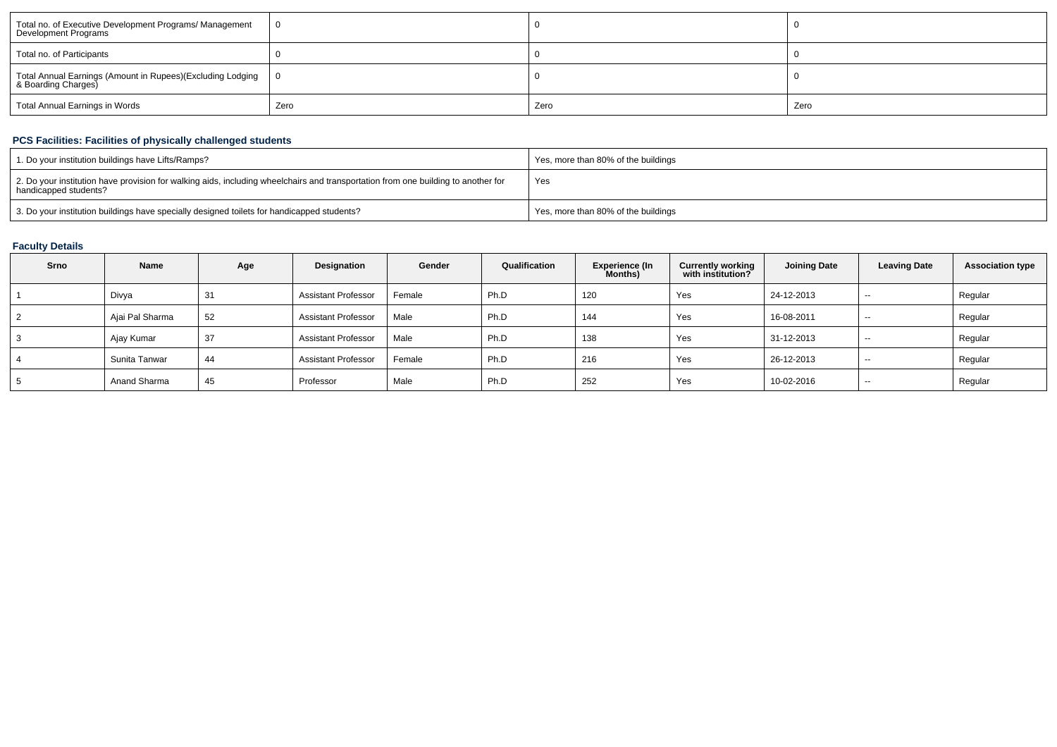| | | | |
|---|---|---|---|
| Total no. of Executive Development Programs/ Management Development Programs | 0 | 0 | 0 |
| Total no. of Participants | 0 | 0 | 0 |
| Total Annual Earnings (Amount in Rupees)(Excluding Lodging & Boarding Charges) | 0 | 0 | 0 |
| Total Annual Earnings in Words | Zero | Zero | Zero |

## PCS Facilities: Facilities of physically challenged students

| | |
|---|---|
| 1. Do your institution buildings have Lifts/Ramps? | Yes, more than 80% of the buildings |
| 2. Do your institution have provision for walking aids, including wheelchairs and transportation from one building to another for handicapped students? | Yes |
| 3. Do your institution buildings have specially designed toilets for handicapped students? | Yes, more than 80% of the buildings |

## Faculty Details

| Srno | Name | Age | Designation | Gender | Qualification | Experience (In Months) | Currently working with institution? | Joining Date | Leaving Date | Association type |
|---|---|---|---|---|---|---|---|---|---|---|
| 1 | Divya | 31 | Assistant Professor | Female | Ph.D | 120 | Yes | 24-12-2013 | -- | Regular |
| 2 | Ajai Pal Sharma | 52 | Assistant Professor | Male | Ph.D | 144 | Yes | 16-08-2011 | -- | Regular |
| 3 | Ajay Kumar | 37 | Assistant Professor | Male | Ph.D | 138 | Yes | 31-12-2013 | -- | Regular |
| 4 | Sunita Tanwar | 44 | Assistant Professor | Female | Ph.D | 216 | Yes | 26-12-2013 | -- | Regular |
| 5 | Anand Sharma | 45 | Professor | Male | Ph.D | 252 | Yes | 10-02-2016 | -- | Regular |